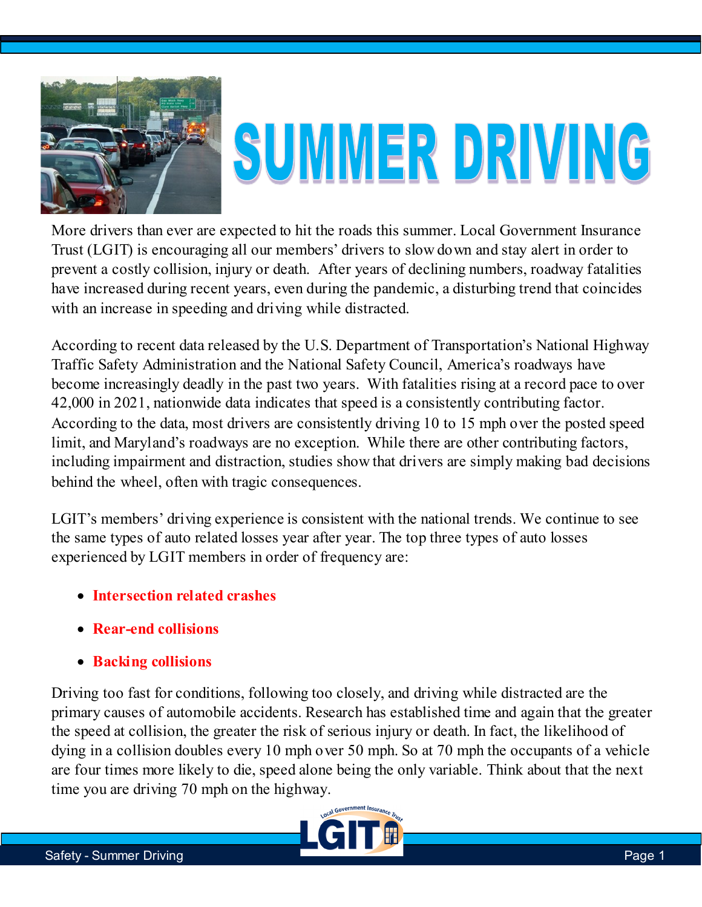# SUMMER DRIVING

More drivers than ever are expected to hit the roads this summer. Local Government Insurance Trust (LGIT) is encouraging all our members' drivers to slow down and stay alert in order to prevent a costly collision, injury or death. After years of declining numbers, roadway fatalities have increased during recent years, even during the pandemic, a disturbing trend that coincides with an increase in speeding and driving while distracted.

According to recent data released by the U.S. Department of Transportation's National Highway Traffic Safety Administration and the National Safety Council, America's roadways have become increasingly deadly in the past two years. With fatalities rising at a record pace to over 42,000 in 2021, nationwide data indicates that speed is a consistently contributing factor. According to the data, most drivers are consistently driving 10 to 15 mph over the posted speed limit, and Maryland's roadways are no exception. While there are other contributing factors, including impairment and distraction, studies show that drivers are simply making bad decisions behind the wheel, often with tragic consequences.

LGIT's members' driving experience is consistent with the national trends. We continue to see the same types of auto related losses year after year. The top three types of auto losses experienced by LGIT members in order of frequency are:

- **Intersection related crashes**
- **Rear-end collisions**
- **Backing collisions**

Driving too fast for conditions, following too closely, and driving while distracted are the primary causes of automobile accidents. Research has established time and again that the greater the speed at collision, the greater the risk of serious injury or death. In fact, the likelihood of dying in a collision doubles every 10 mph over 50 mph. So at 70 mph the occupants of a vehicle are four times more likely to die, speed alone being the only variable. Think about that the next time you are driving 70 mph on the highway.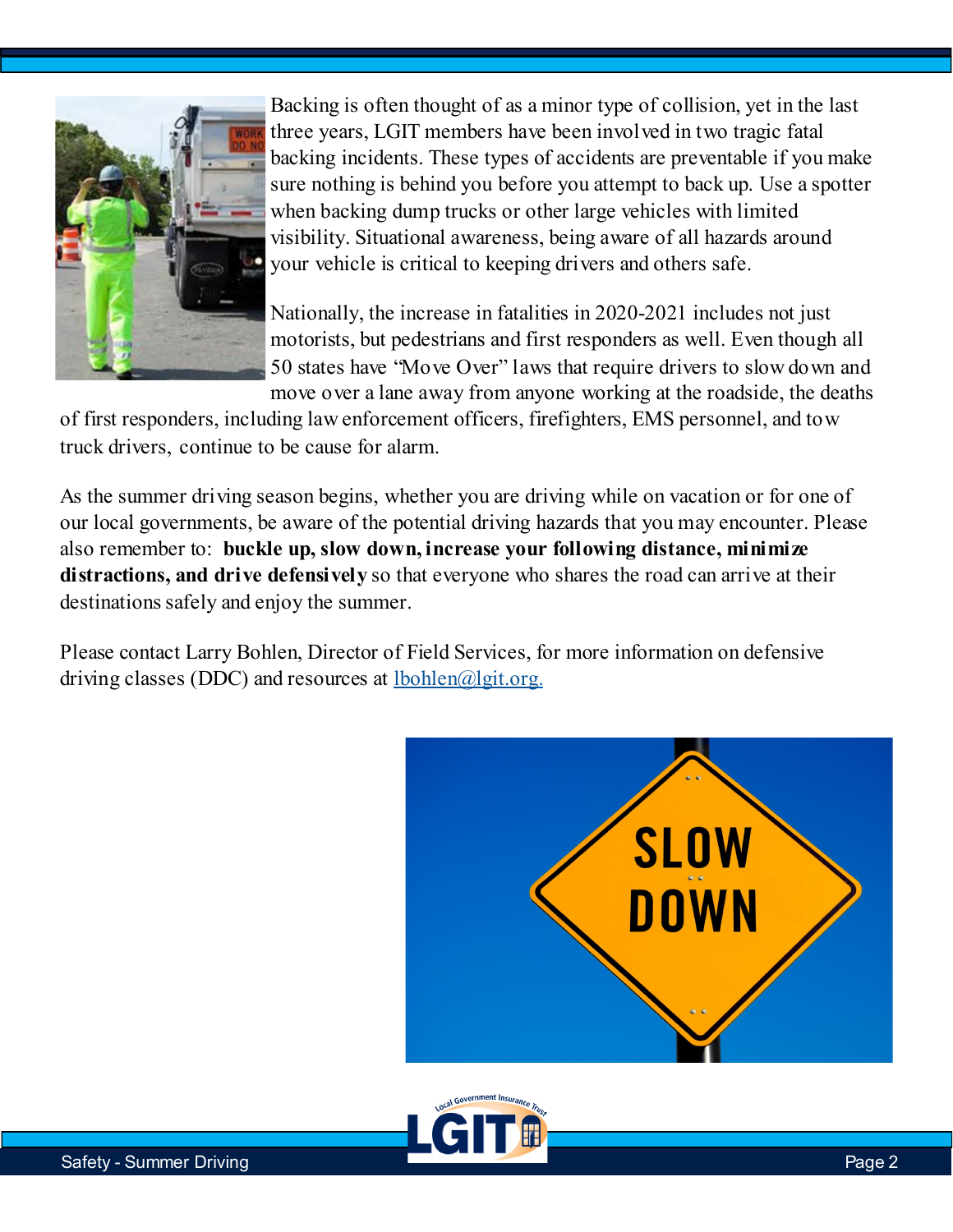Backing is often thought of as a minor type of collision, yet in the last three years, LGIT members have been involved in two tragic fatal backing incidents. These types of accidents are preventable if you make sure nothing is behind you before you attempt to back up. Use a spotter when backing dump trucks or other large vehicles with limited visibility. Situational awareness, being aware of all hazards around your vehicle is critical to keeping drivers and others safe.

Nationally, the increase in fatalities in 2020-2021 includes not just motorists, but pedestrians and first responders as well. Even though all 50 states have "Move Over" laws that require drivers to slow down and move over a lane away from anyone working at the roadside, the deaths of first responders, including law enforcement officers, firefighters, EMS personnel, and tow truck drivers, continue to be cause for alarm.

As the summer driving season begins, whether you are driving while on vacation or for one of our local governments, be aware of the potential driving hazards that you may encounter. Please also remember to: **buckle up, slow down, increase your following distance, minimize distractions, and drive defensively** so that everyone who shares the road can arrive at their destinations safely and enjoy the summer.

Please contact Larry Bohlen, Director of Field Services, for more information on defensive driving classes (DDC) and resources at lbohlen@lgit.org.